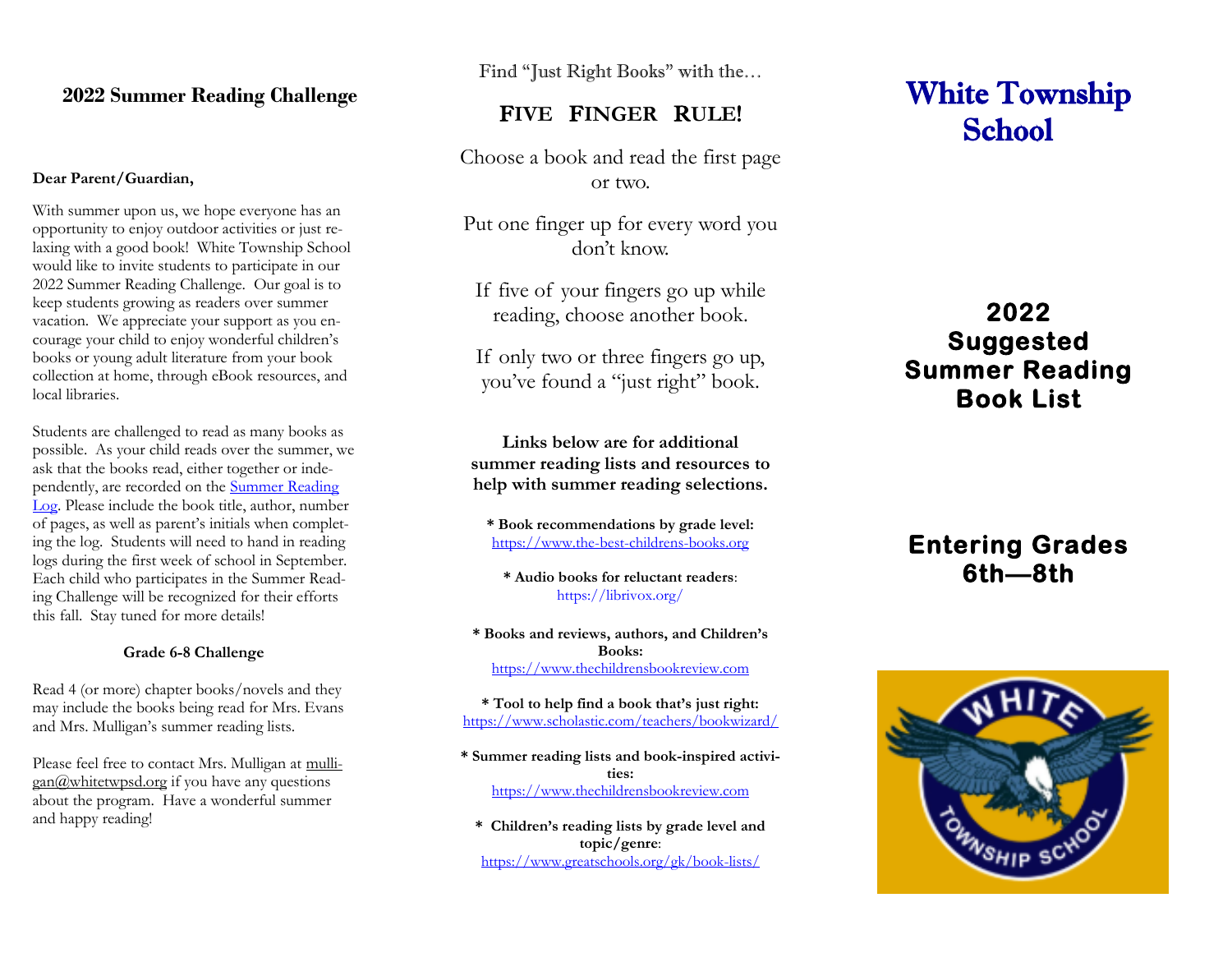## 2022 Summer Reading Challenge

**Dear Parent/Guardian,**

With summer upon us, we hope everyone has an opportunity to enjoy outdoor activities or just relaxing with a good book! White Township School would like to invite students to participate in our 2022 Summer Reading Challenge. Our goal is to keep students growing as readers over summer vacation. We appreciate your support as you encourage your child to enjoy wonderful children's books or young adult literature from your book collection at home, through eBook resources, and local libraries.

Students are challenged to read as many books as possible. As your child reads over the summer, we ask that the books read, either together or independently, are recorded on the Summer Reading Log. Please include the book title, author, number of pages, as well as parent's initials when completing the log. Students will need to hand in reading logs during the first week of school in September. Each child who participates in the Summer Reading Challenge will be recognized for their efforts this fall. Stay tuned for more details!

**Grade 6-8 Challenge**

Read 4 (or more) chapter books/novels and they may include the books being read for Mrs. Evans and Mrs. Mulligan's summer reading lists.

Please feel free to contact Mrs. Mulligan at mulligan@whitetwpsd.org if you have any questions about the program. Have a wonderful summer and happy reading!

Find "Just Right Books" with the…

### FIVE FINGER RULE!

Choose a book and read the first page or two.

Put one finger up for every word you don't know.

If five of your fingers go up while reading, choose another book.

If only two or three fingers go up, you've found a "just right" book.

**Links below are for additional summer reading lists and resources to help with summer reading selections.**

**\* Book recommendations by grade level:**
https://www.the-best-childrens-books.org

**\* Audio books for reluctant readers**:
https://librivox.org/

**\* Books and reviews, authors, and Children's Books:**
https://www.thechildrensbookreview.com

**\* Tool to help find a book that's just right:**
https://www.scholastic.com/teachers/bookwizard/

**\* Summer reading lists and book-inspired activities:**
https://www.thechildrensbookreview.com

**\* Children's reading lists by grade level and topic/genre**:
https://www.greatschools.org/gk/book-lists/

# White Township School

## 2022 Suggested Summer Reading Book List

## Entering Grades 6th—8th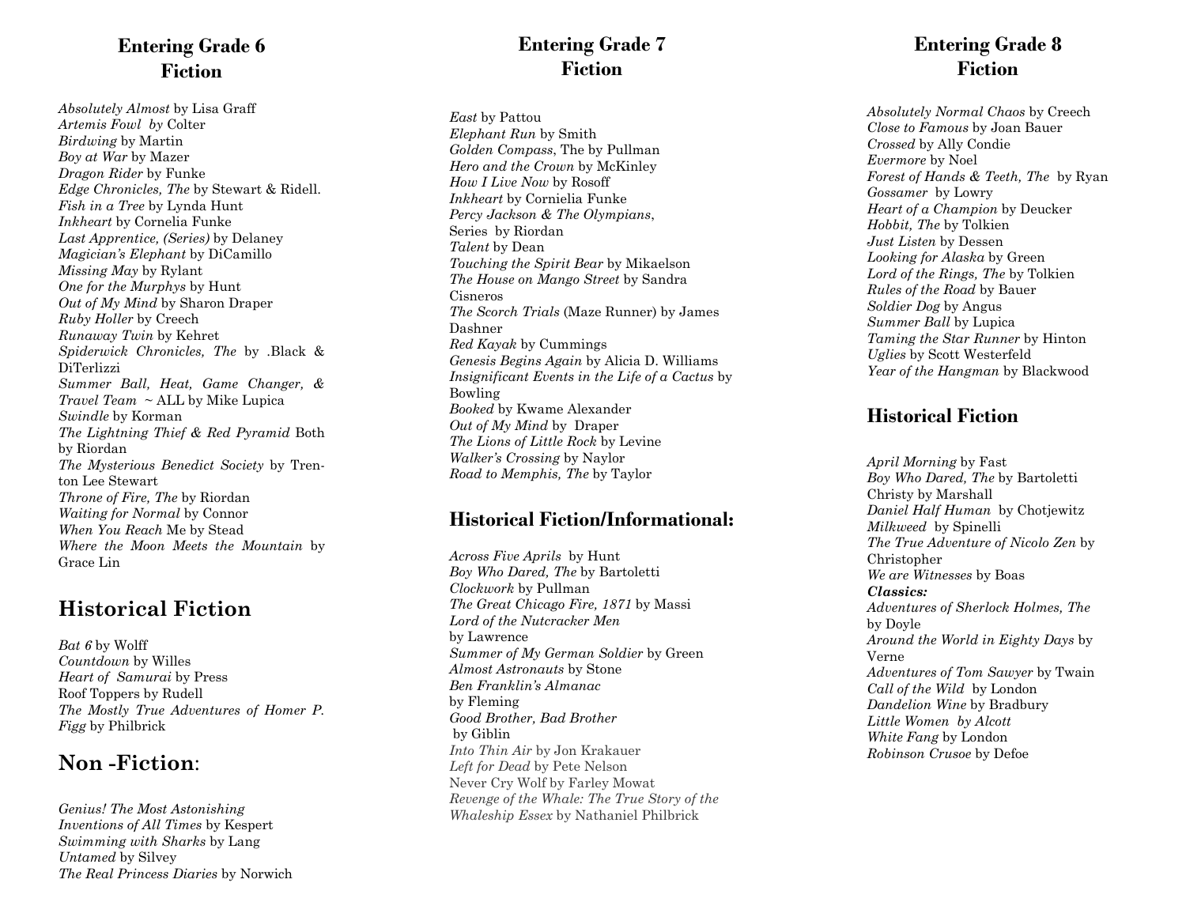## Entering Grade 6
## Fiction

*Absolutely Almost* by Lisa Graff
*Artemis Fowl by* Colter
*Birdwing* by Martin
*Boy at War* by Mazer
*Dragon Rider* by Funke
*Edge Chronicles, The* by Stewart & Ridell.
*Fish in a Tree* by Lynda Hunt
*Inkheart* by Cornelia Funke
*Last Apprentice, (Series)* by Delaney
*Magician's Elephant* by DiCamillo
*Missing May* by Rylant
*One for the Murphys* by Hunt
*Out of My Mind* by Sharon Draper
*Ruby Holler* by Creech
*Runaway Twin* by Kehret
*Spiderwick Chronicles, The* by .Black & DiTerlizzi
*Summer Ball, Heat, Game Changer, & Travel Team* ~ ALL by Mike Lupica
*Swindle* by Korman
*The Lightning Thief & Red Pyramid* Both by Riordan
*The Mysterious Benedict Society* by Trenton Lee Stewart
*Throne of Fire, The* by Riordan
*Waiting for Normal* by Connor
*When You Reach* Me by Stead
*Where the Moon Meets the Mountain* by Grace Lin

## Historical Fiction

*Bat 6* by Wolff
*Countdown* by Willes
*Heart of Samurai* by Press
Roof Toppers by Rudell
*The Mostly True Adventures of Homer P. Figg* by Philbrick

## Non -Fiction:

*Genius! The Most Astonishing Inventions of All Times* by Kespert
*Swimming with Sharks* by Lang
*Untamed* by Silvey
*The Real Princess Diaries* by Norwich

## Entering Grade 7
## Fiction

*East* by Pattou
*Elephant Run* by Smith
*Golden Compass*, The by Pullman
*Hero and the Crown* by McKinley
*How I Live Now* by Rosoff
*Inkheart* by Cornielia Funke
*Percy Jackson & The Olympians*, Series by Riordan
*Talent* by Dean
*Touching the Spirit Bear* by Mikaelson
*The House on Mango Street* by Sandra Cisneros
*The Scorch Trials* (Maze Runner) by James Dashner
*Red Kayak* by Cummings
*Genesis Begins Again* by Alicia D. Williams
*Insignificant Events in the Life of a Cactus* by Bowling
*Booked* by Kwame Alexander
*Out of My Mind* by Draper
*The Lions of Little Rock* by Levine
*Walker's Crossing* by Naylor
*Road to Memphis, The* by Taylor

## Historical Fiction/Informational:

*Across Five Aprils* by Hunt
*Boy Who Dared, The* by Bartoletti
*Clockwork* by Pullman
*The Great Chicago Fire, 1871* by Massi
*Lord of the Nutcracker Men* by Lawrence
*Summer of My German Soldier* by Green
*Almost Astronauts* by Stone
*Ben Franklin's Almanac* by Fleming
*Good Brother, Bad Brother* by Giblin
*Into Thin Air* by Jon Krakauer
*Left for Dead* by Pete Nelson
Never Cry Wolf by Farley Mowat
*Revenge of the Whale: The True Story of the Whaleship Essex* by Nathaniel Philbrick

## Entering Grade 8
## Fiction

*Absolutely Normal Chaos* by Creech
*Close to Famous* by Joan Bauer
*Crossed* by Ally Condie
*Evermore* by Noel
*Forest of Hands & Teeth, The* by Ryan
*Gossamer* by Lowry
*Heart of a Champion* by Deucker
*Hobbit, The* by Tolkien
*Just Listen* by Dessen
*Looking for Alaska* by Green
*Lord of the Rings, The* by Tolkien
*Rules of the Road* by Bauer
*Soldier Dog* by Angus
*Summer Ball* by Lupica
*Taming the Star Runner* by Hinton
*Uglies* by Scott Westerfeld
*Year of the Hangman* by Blackwood

## Historical Fiction

*April Morning* by Fast
*Boy Who Dared, The* by Bartoletti
Christy by Marshall
*Daniel Half Human* by Chotjewitz
*Milkweed* by Spinelli
*The True Adventure of Nicolo Zen* by Christopher
*We are Witnesses* by Boas

***Classics:***

*Adventures of Sherlock Holmes, The* by Doyle
*Around the World in Eighty Days* by Verne
*Adventures of Tom Sawyer* by Twain
*Call of the Wild* by London
*Dandelion Wine* by Bradbury
*Little Women by Alcott*
*White Fang* by London
*Robinson Crusoe* by Defoe